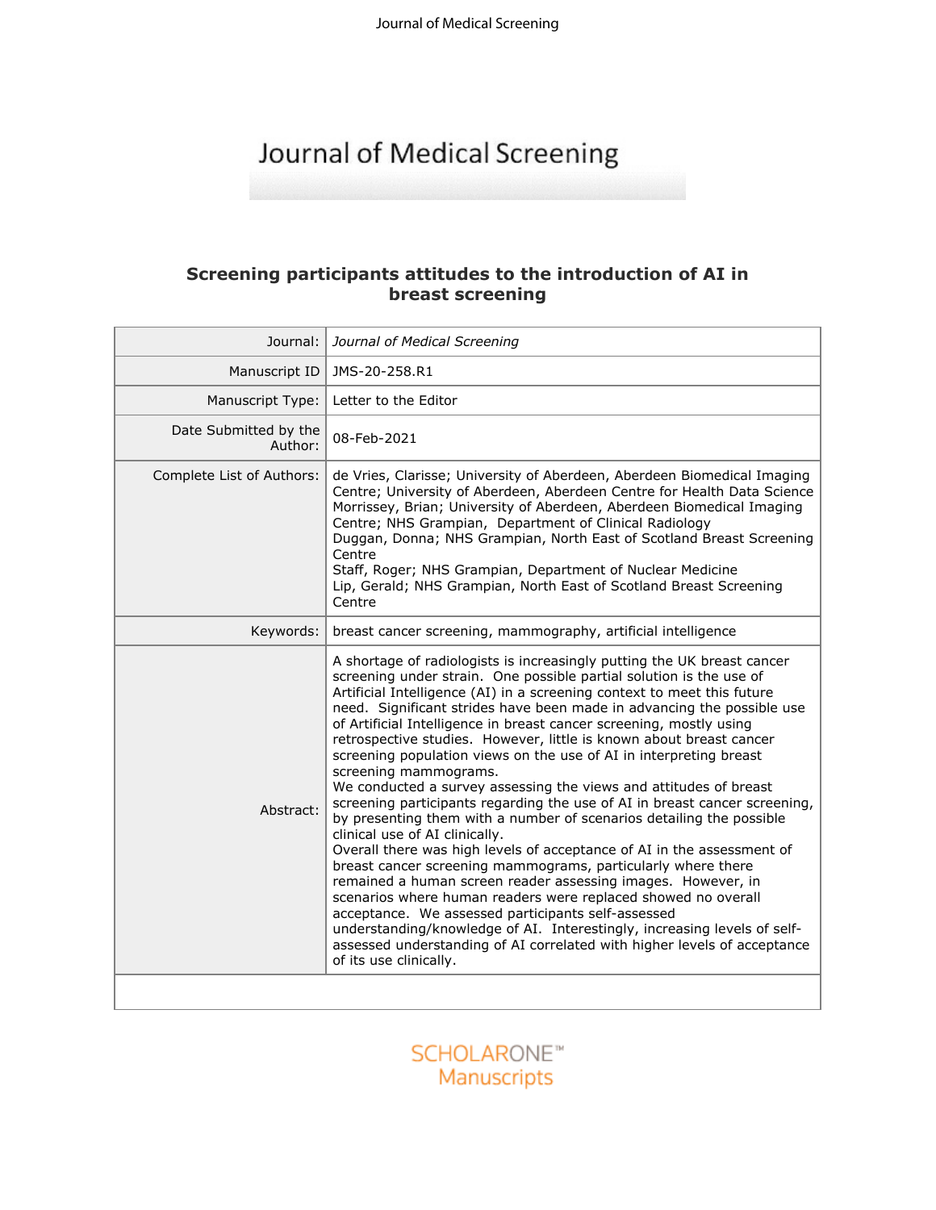# Journal of Medical Screening

## Screening participants attitudes to the introduction of AI in breast screening

| | |
|---|---|
| Journal: | *Journal of Medical Screening* |
| Manuscript ID | JMS-20-258.R1 |
| Manuscript Type: | Letter to the Editor |
| Date Submitted by the Author: | 08-Feb-2021 |
| Complete List of Authors: | de Vries, Clarisse; University of Aberdeen, Aberdeen Biomedical Imaging Centre; University of Aberdeen, Aberdeen Centre for Health Data Science<br>Morrissey, Brian; University of Aberdeen, Aberdeen Biomedical Imaging Centre; NHS Grampian, Department of Clinical Radiology<br>Duggan, Donna; NHS Grampian, North East of Scotland Breast Screening Centre<br>Staff, Roger; NHS Grampian, Department of Nuclear Medicine<br>Lip, Gerald; NHS Grampian, North East of Scotland Breast Screening Centre |
| Keywords: | breast cancer screening, mammography, artificial intelligence |
| Abstract: | A shortage of radiologists is increasingly putting the UK breast cancer screening under strain. One possible partial solution is the use of Artificial Intelligence (AI) in a screening context to meet this future need. Significant strides have been made in advancing the possible use of Artificial Intelligence in breast cancer screening, mostly using retrospective studies. However, little is known about breast cancer screening population views on the use of AI in interpreting breast screening mammograms.<br>We conducted a survey assessing the views and attitudes of breast screening participants regarding the use of AI in breast cancer screening, by presenting them with a number of scenarios detailing the possible clinical use of AI clinically.<br>Overall there was high levels of acceptance of AI in the assessment of breast cancer screening mammograms, particularly where there remained a human screen reader assessing images. However, in scenarios where human readers were replaced showed no overall acceptance. We assessed participants self-assessed understanding/knowledge of AI. Interestingly, increasing levels of self-assessed understanding of AI correlated with higher levels of acceptance of its use clinically. |

SCHOLARONE™ Manuscripts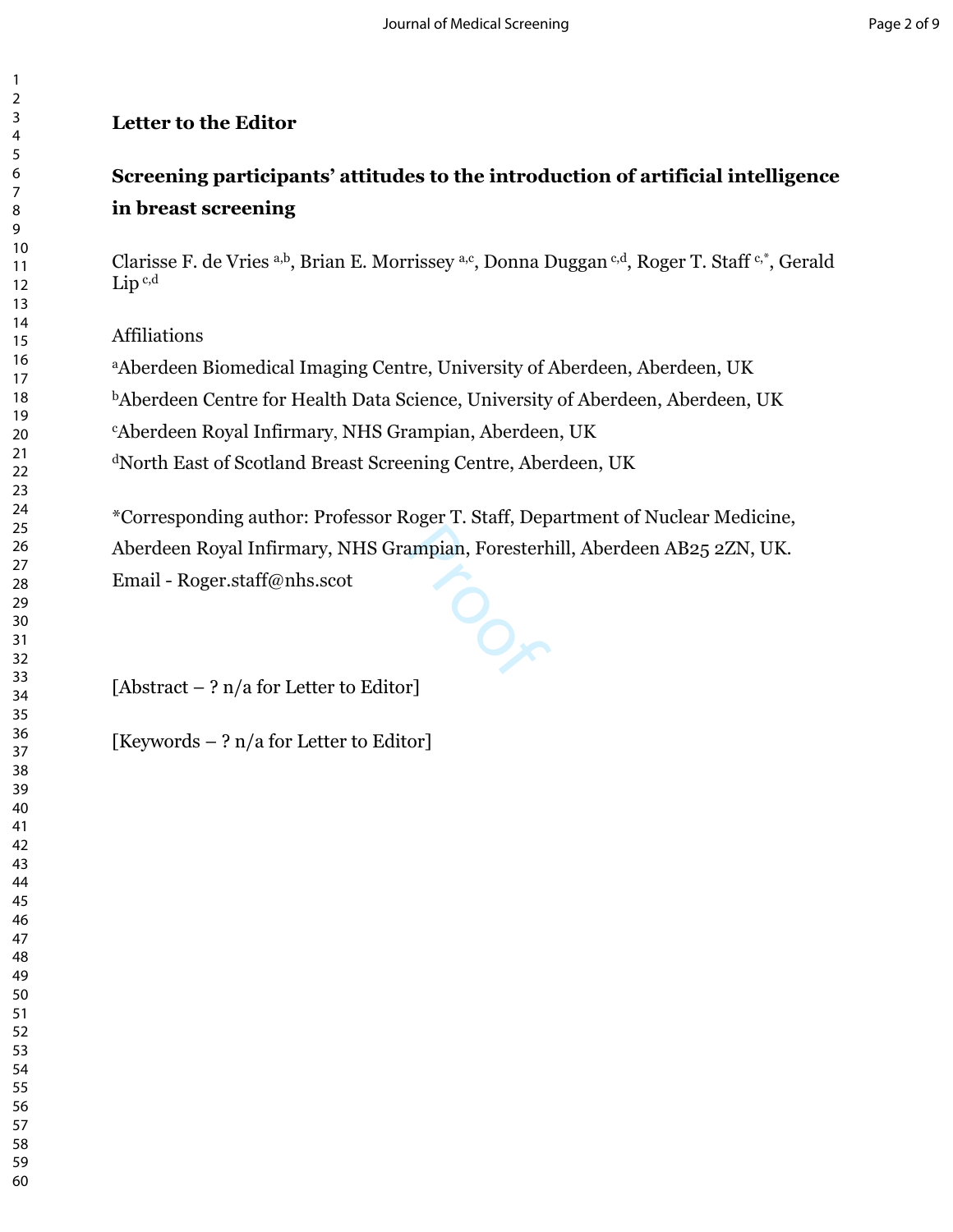**Letter to the Editor**

# Screening participants' attitudes to the introduction of artificial intelligence in breast screening

Clarisse F. de Vries [a,b], Brian E. Morrissey [a,c], Donna Duggan [c,d], Roger T. Staff [c,*], Gerald Lip [c,d]

Affiliations

[a]Aberdeen Biomedical Imaging Centre, University of Aberdeen, Aberdeen, UK

[b]Aberdeen Centre for Health Data Science, University of Aberdeen, Aberdeen, UK

[c]Aberdeen Royal Infirmary, NHS Grampian, Aberdeen, UK

[d]North East of Scotland Breast Screening Centre, Aberdeen, UK

*Corresponding author: Professor Roger T. Staff, Department of Nuclear Medicine, Aberdeen Royal Infirmary, NHS Grampian, Foresterhill, Aberdeen AB25 2ZN, UK. Email - Roger.staff@nhs.scot

[Abstract – ? n/a for Letter to Editor]

[Keywords – ? n/a for Letter to Editor]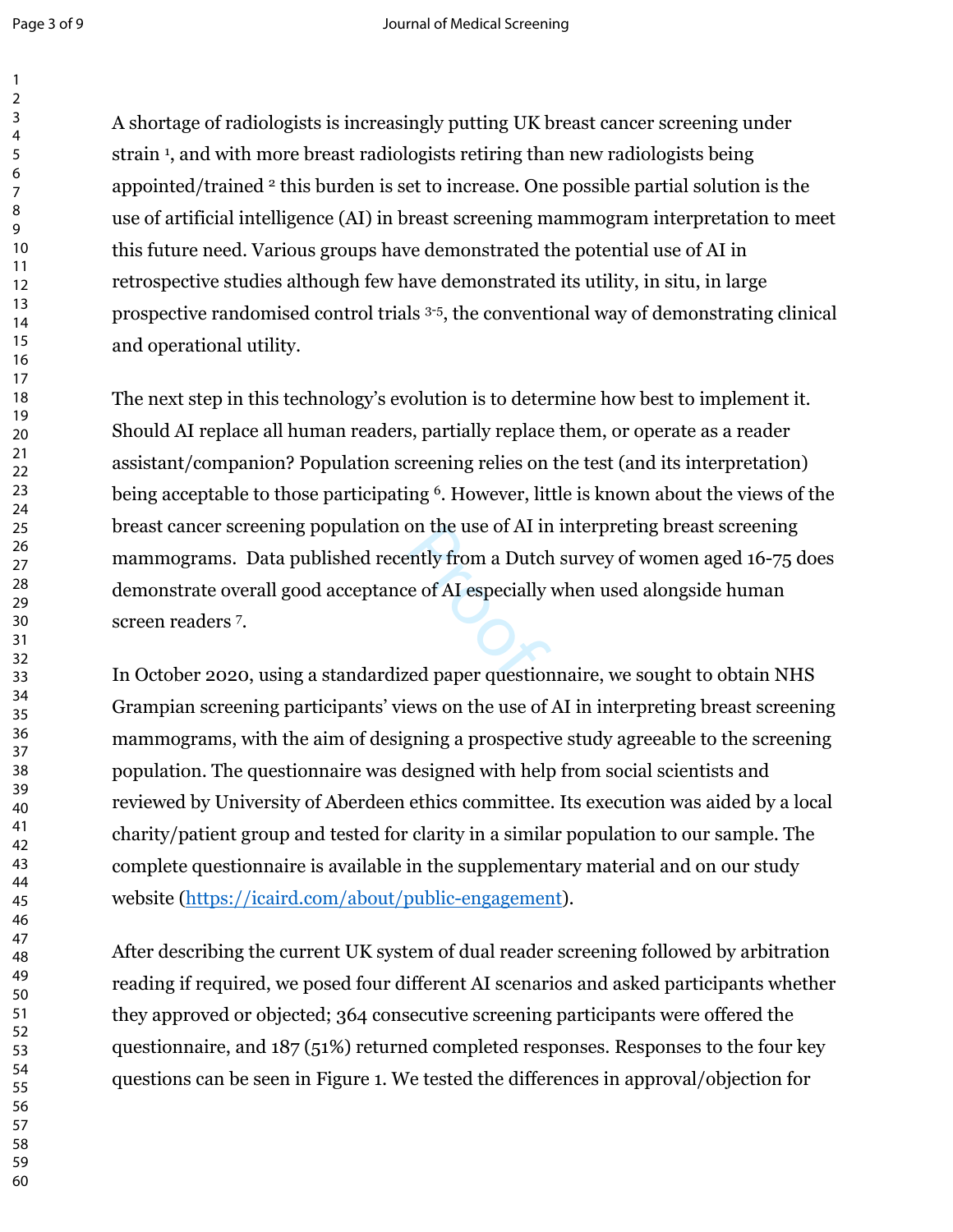A shortage of radiologists is increasingly putting UK breast cancer screening under strain [1], and with more breast radiologists retiring than new radiologists being appointed/trained [2] this burden is set to increase. One possible partial solution is the use of artificial intelligence (AI) in breast screening mammogram interpretation to meet this future need. Various groups have demonstrated the potential use of AI in retrospective studies although few have demonstrated its utility, in situ, in large prospective randomised control trials [3-5], the conventional way of demonstrating clinical and operational utility.

The next step in this technology's evolution is to determine how best to implement it. Should AI replace all human readers, partially replace them, or operate as a reader assistant/companion? Population screening relies on the test (and its interpretation) being acceptable to those participating [6]. However, little is known about the views of the breast cancer screening population on the use of AI in interpreting breast screening mammograms. Data published recently from a Dutch survey of women aged 16-75 does demonstrate overall good acceptance of AI especially when used alongside human screen readers [7].

In October 2020, using a standardized paper questionnaire, we sought to obtain NHS Grampian screening participants' views on the use of AI in interpreting breast screening mammograms, with the aim of designing a prospective study agreeable to the screening population. The questionnaire was designed with help from social scientists and reviewed by University of Aberdeen ethics committee. Its execution was aided by a local charity/patient group and tested for clarity in a similar population to our sample. The complete questionnaire is available in the supplementary material and on our study website (https://icaird.com/about/public-engagement).

After describing the current UK system of dual reader screening followed by arbitration reading if required, we posed four different AI scenarios and asked participants whether they approved or objected; 364 consecutive screening participants were offered the questionnaire, and 187 (51%) returned completed responses. Responses to the four key questions can be seen in Figure 1. We tested the differences in approval/objection for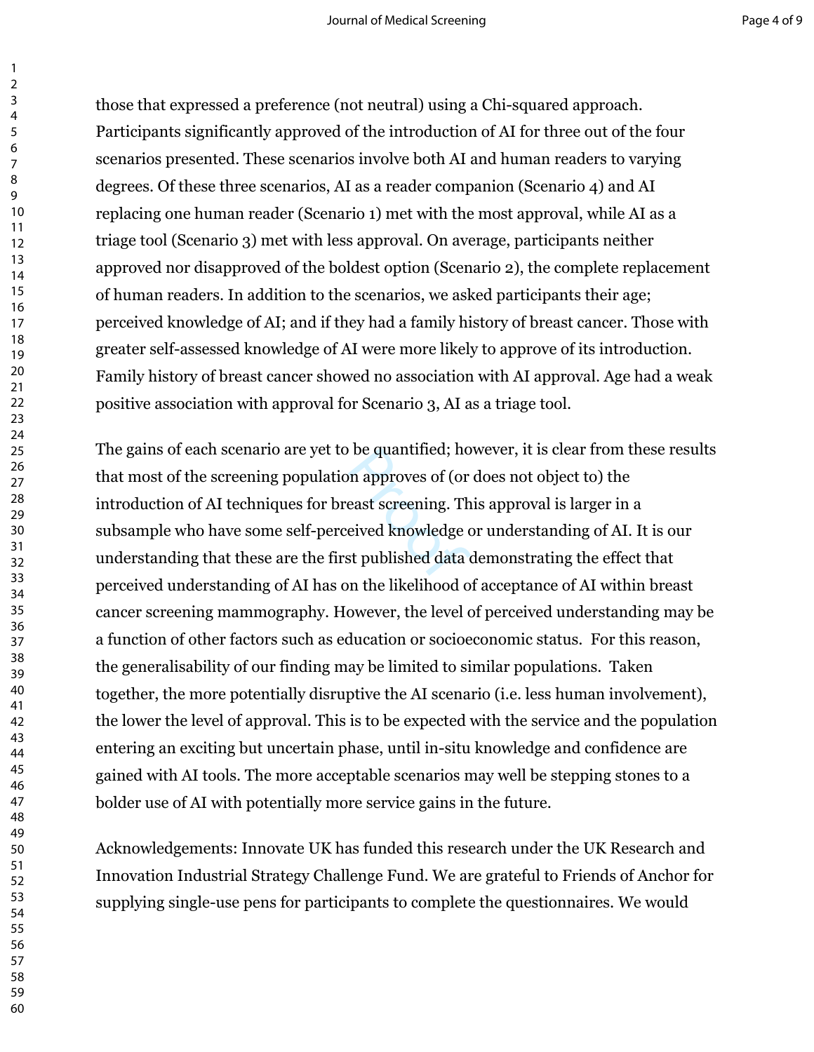those that expressed a preference (not neutral) using a Chi-squared approach. Participants significantly approved of the introduction of AI for three out of the four scenarios presented. These scenarios involve both AI and human readers to varying degrees. Of these three scenarios, AI as a reader companion (Scenario 4) and AI replacing one human reader (Scenario 1) met with the most approval, while AI as a triage tool (Scenario 3) met with less approval. On average, participants neither approved nor disapproved of the boldest option (Scenario 2), the complete replacement of human readers. In addition to the scenarios, we asked participants their age; perceived knowledge of AI; and if they had a family history of breast cancer. Those with greater self-assessed knowledge of AI were more likely to approve of its introduction. Family history of breast cancer showed no association with AI approval. Age had a weak positive association with approval for Scenario 3, AI as a triage tool.

The gains of each scenario are yet to be quantified; however, it is clear from these results that most of the screening population approves of (or does not object to) the introduction of AI techniques for breast screening. This approval is larger in a subsample who have some self-perceived knowledge or understanding of AI. It is our understanding that these are the first published data demonstrating the effect that perceived understanding of AI has on the likelihood of acceptance of AI within breast cancer screening mammography. However, the level of perceived understanding may be a function of other factors such as education or socioeconomic status. For this reason, the generalisability of our finding may be limited to similar populations. Taken together, the more potentially disruptive the AI scenario (i.e. less human involvement), the lower the level of approval. This is to be expected with the service and the population entering an exciting but uncertain phase, until in-situ knowledge and confidence are gained with AI tools. The more acceptable scenarios may well be stepping stones to a bolder use of AI with potentially more service gains in the future.

Acknowledgements: Innovate UK has funded this research under the UK Research and Innovation Industrial Strategy Challenge Fund. We are grateful to Friends of Anchor for supplying single-use pens for participants to complete the questionnaires. We would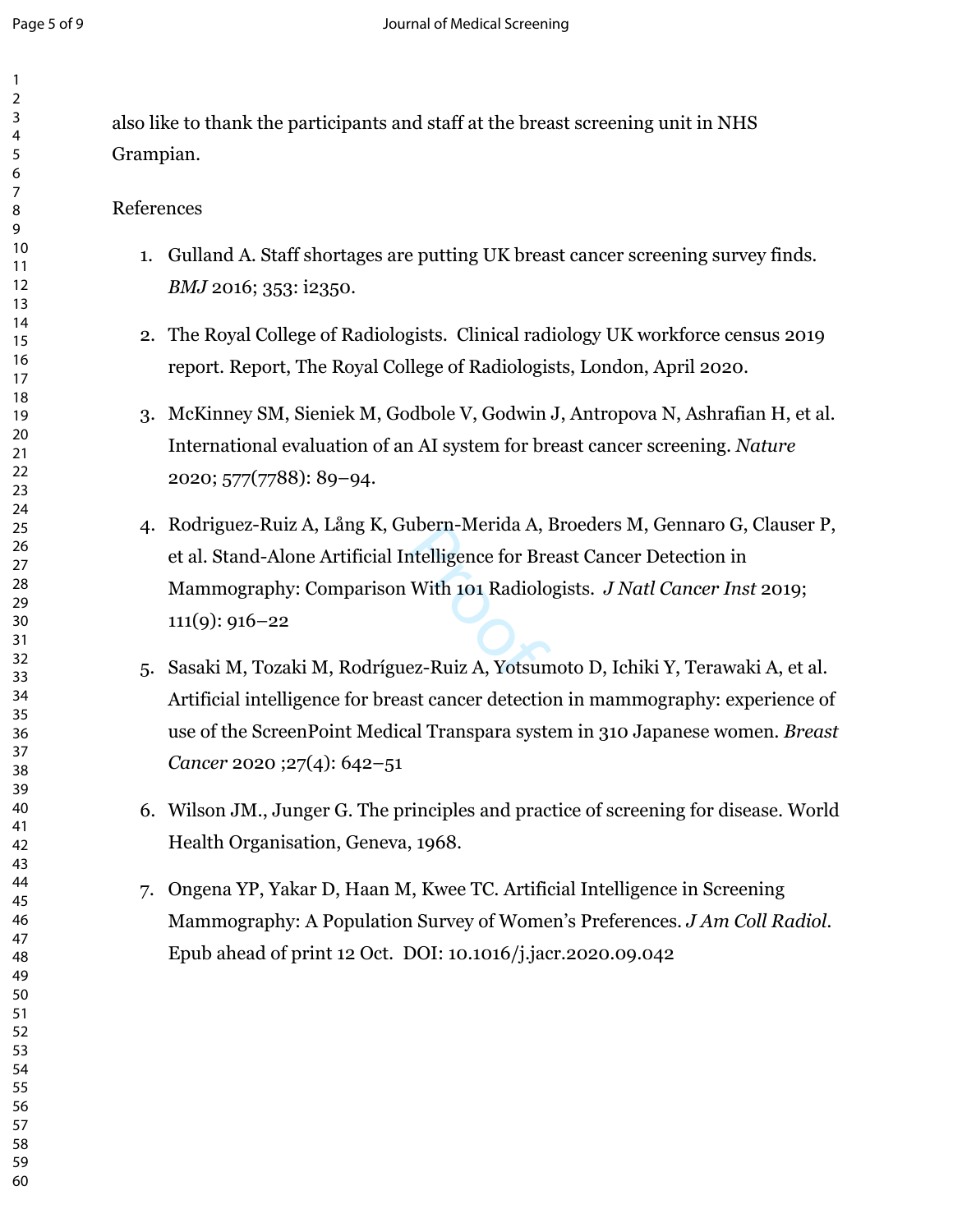also like to thank the participants and staff at the breast screening unit in NHS Grampian.

References

1. Gulland A. Staff shortages are putting UK breast cancer screening survey finds. *BMJ* 2016; 353: i2350.

2. The Royal College of Radiologists. Clinical radiology UK workforce census 2019 report. Report, The Royal College of Radiologists, London, April 2020.

3. McKinney SM, Sieniek M, Godbole V, Godwin J, Antropova N, Ashrafian H, et al. International evaluation of an AI system for breast cancer screening. *Nature* 2020; 577(7788): 89–94.

4. Rodriguez-Ruiz A, Lång K, Gubern-Merida A, Broeders M, Gennaro G, Clauser P, et al. Stand-Alone Artificial Intelligence for Breast Cancer Detection in Mammography: Comparison With 101 Radiologists. *J Natl Cancer Inst* 2019; 111(9): 916–22

5. Sasaki M, Tozaki M, Rodríguez-Ruiz A, Yotsumoto D, Ichiki Y, Terawaki A, et al. Artificial intelligence for breast cancer detection in mammography: experience of use of the ScreenPoint Medical Transpara system in 310 Japanese women. *Breast Cancer* 2020 ;27(4): 642–51

6. Wilson JM., Junger G. The principles and practice of screening for disease. World Health Organisation, Geneva, 1968.

7. Ongena YP, Yakar D, Haan M, Kwee TC. Artificial Intelligence in Screening Mammography: A Population Survey of Women's Preferences. *J Am Coll Radiol*. Epub ahead of print 12 Oct. DOI: 10.1016/j.jacr.2020.09.042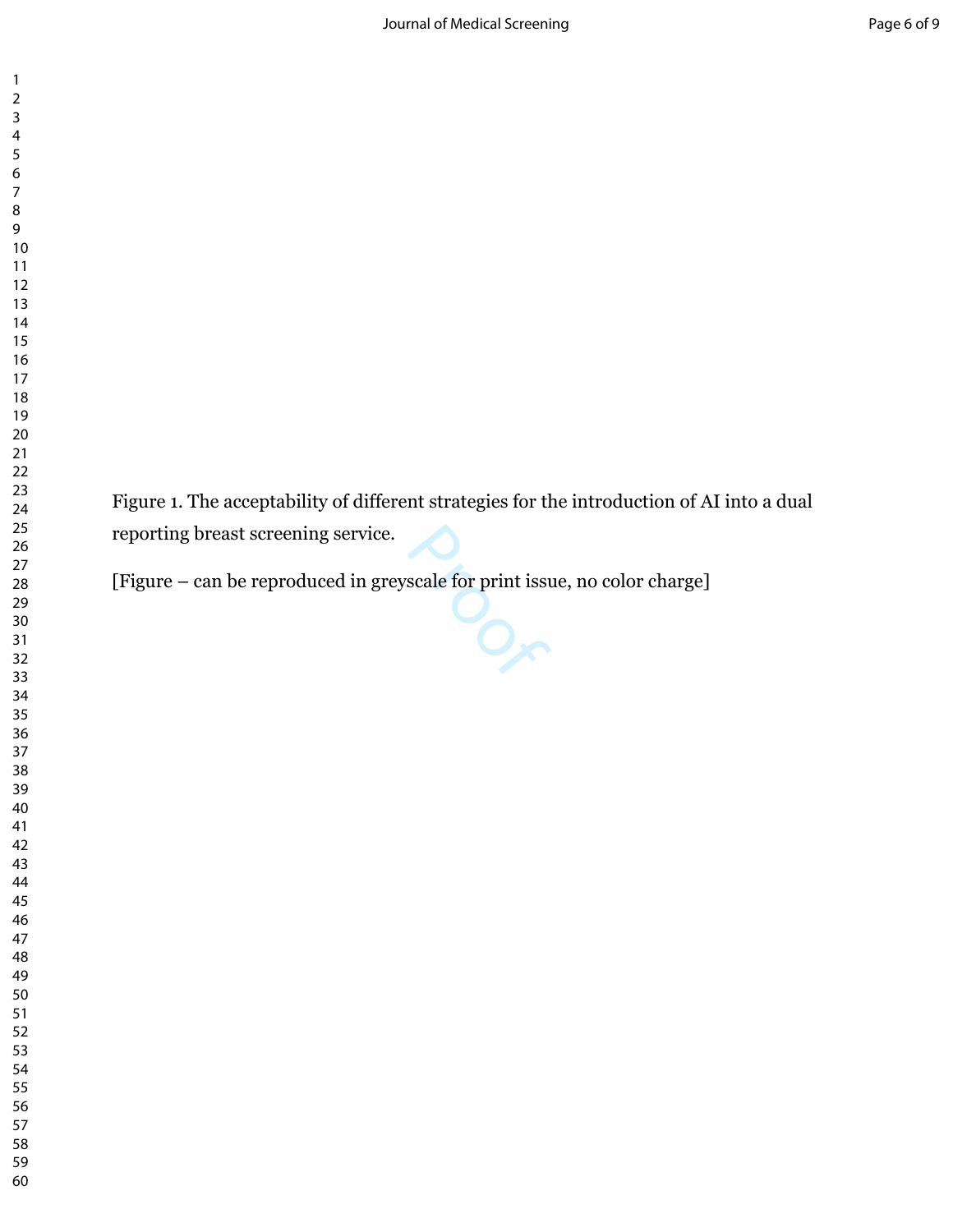Figure 1. The acceptability of different strategies for the introduction of AI into a dual reporting breast screening service.

[Figure – can be reproduced in greyscale for print issue, no color charge]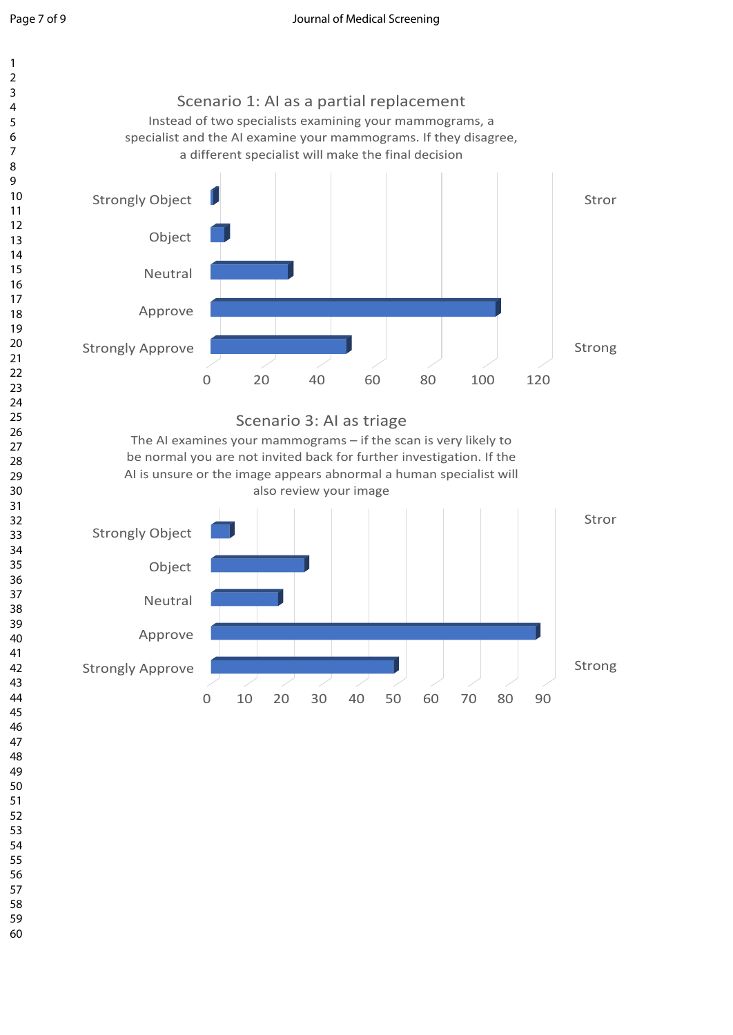Scenario 1: AI as a partial replacement

Instead of two specialists examining your mammograms, a specialist and the AI examine your mammograms. If they disagree, a different specialist will make the final decision

Strongly Object

Object

Neutral

Approve

Strongly Approve

0 20 40 60 80 100 120

Stror

Strong

Scenario 3: AI as triage

The AI examines your mammograms – if the scan is very likely to be normal you are not invited back for further investigation. If the AI is unsure or the image appears abnormal a human specialist will also review your image

Strongly Object

Object

Neutral

Approve

Strongly Approve

0 10 20 30 40 50 60 70 80 90

Stror

Strong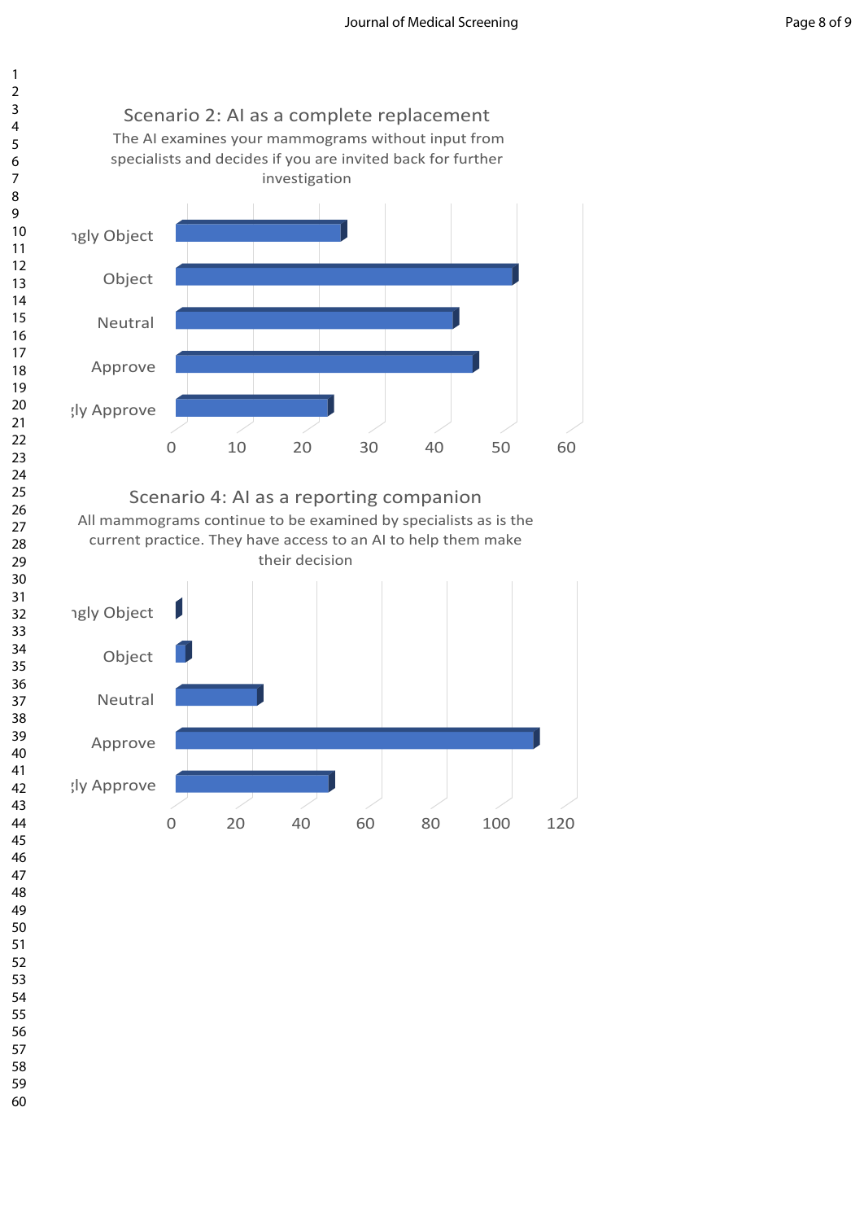Scenario 2: AI as a complete replacement

The AI examines your mammograms without input from specialists and decides if you are invited back for further investigation

| Response | Count |
| --- | --- |
| ngly Object | ~25 |
| Object | ~51 |
| Neutral | ~42 |
| Approve | ~45 |
| gly Approve | ~23 |

Scenario 4: AI as a reporting companion

All mammograms continue to be examined by specialists as is the current practice. They have access to an AI to help them make their decision

| Response | Count |
| --- | --- |
| ngly Object | ~0 |
| Object | ~3 |
| Neutral | ~25 |
| Approve | ~110 |
| gly Approve | ~47 |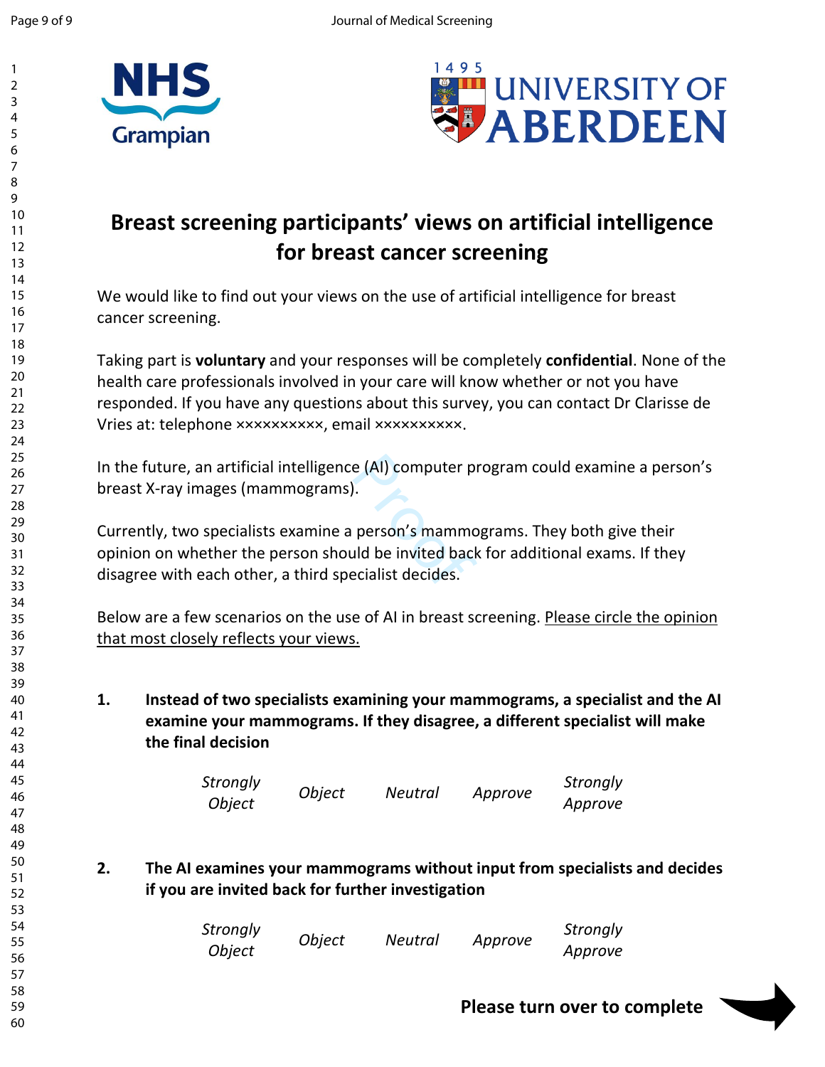NHS Grampian

1495 UNIVERSITY OF ABERDEEN

# Breast screening participants' views on artificial intelligence for breast cancer screening

We would like to find out your views on the use of artificial intelligence for breast cancer screening.

Taking part is **voluntary** and your responses will be completely **confidential**. None of the health care professionals involved in your care will know whether or not you have responded. If you have any questions about this survey, you can contact Dr Clarisse de Vries at: telephone ××××××××××, email ××××××××××.

In the future, an artificial intelligence (AI) computer program could examine a person's breast X-ray images (mammograms).

Currently, two specialists examine a person's mammograms. They both give their opinion on whether the person should be invited back for additional exams. If they disagree with each other, a third specialist decides.

Below are a few scenarios on the use of AI in breast screening. Please circle the opinion that most closely reflects your views.

**1. Instead of two specialists examining your mammograms, a specialist and the AI examine your mammograms. If they disagree, a different specialist will make the final decision**

*Strongly Object* | *Object* | *Neutral* | *Approve* | *Strongly Approve*

**2. The AI examines your mammograms without input from specialists and decides if you are invited back for further investigation**

*Strongly Object* | *Object* | *Neutral* | *Approve* | *Strongly Approve*

**Please turn over to complete**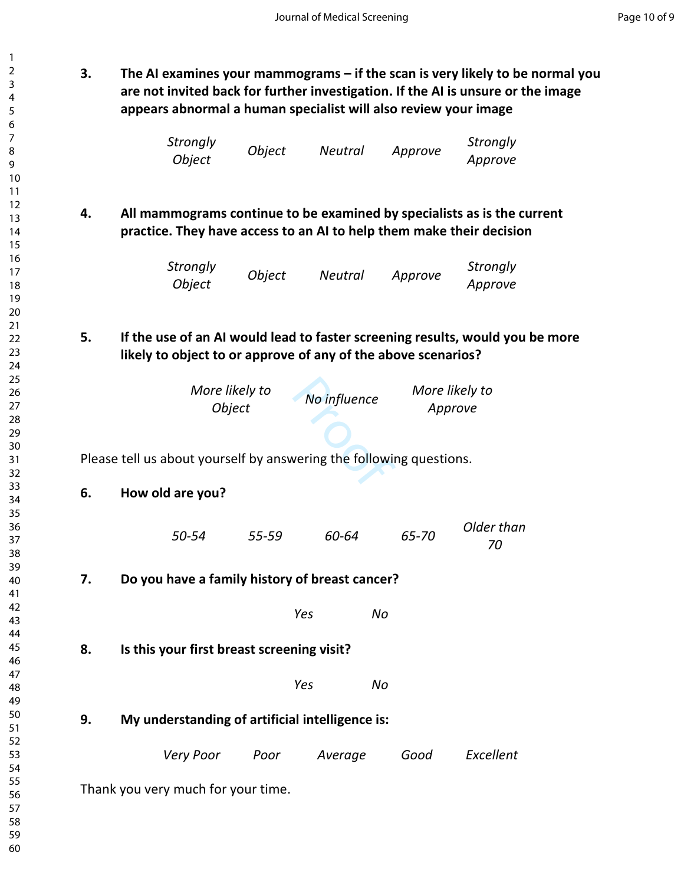**3. The AI examines your mammograms – if the scan is very likely to be normal you are not invited back for further investigation. If the AI is unsure or the image appears abnormal a human specialist will also review your image**

*Strongly Object* | *Object* | *Neutral* | *Approve* | *Strongly Approve*

**4. All mammograms continue to be examined by specialists as is the current practice. They have access to an AI to help them make their decision**

*Strongly Object* | *Object* | *Neutral* | *Approve* | *Strongly Approve*

**5. If the use of an AI would lead to faster screening results, would you be more likely to object to or approve of any of the above scenarios?**

*More likely to Object* | *No influence* | *More likely to Approve*

Please tell us about yourself by answering the following questions.

**6. How old are you?**

*50-54* | *55-59* | *60-64* | *65-70* | *Older than 70*

**7. Do you have a family history of breast cancer?**

*Yes* | *No*

**8. Is this your first breast screening visit?**

*Yes* | *No*

**9. My understanding of artificial intelligence is:**

*Very Poor* | *Poor* | *Average* | *Good* | *Excellent*

Thank you very much for your time.